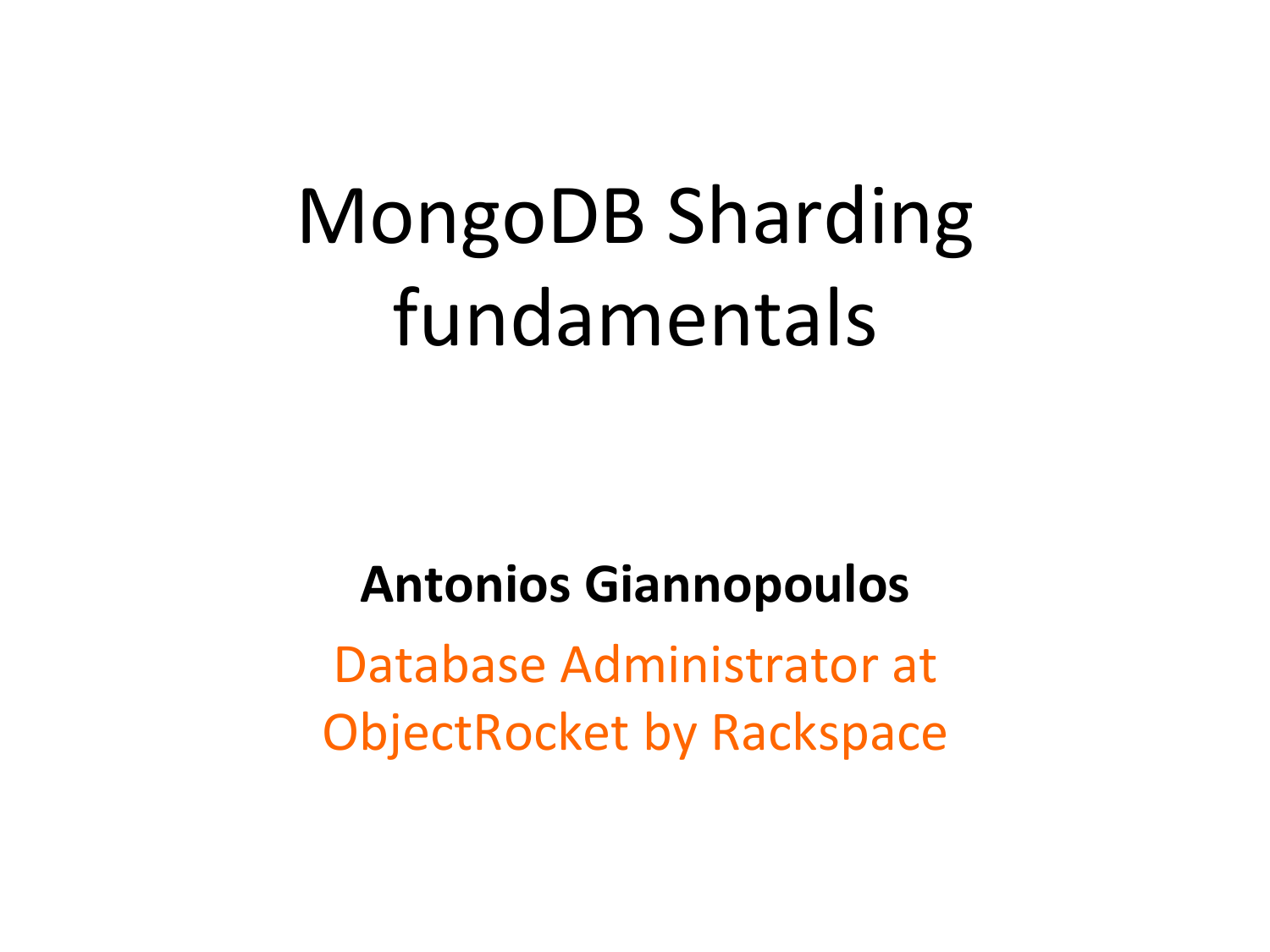# MongoDB Sharding fundamentals

**Antonios Giannopoulos**

Database Administrator at ObjectRocket by Rackspace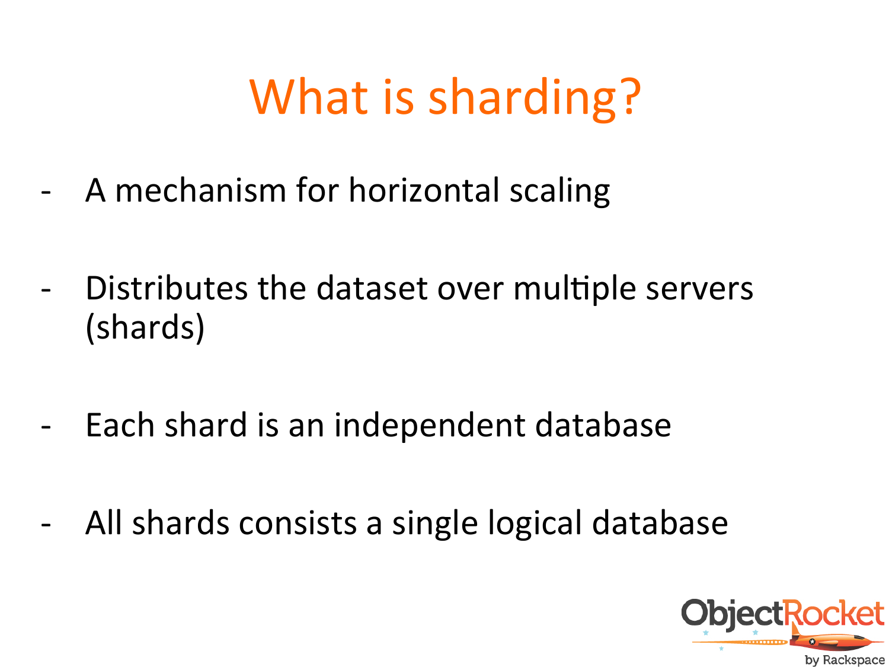# What is sharding?

- A mechanism for horizontal scaling

- Distributes the dataset over multiple servers (shards)

- Each shard is an independent database

- All shards consists a single logical database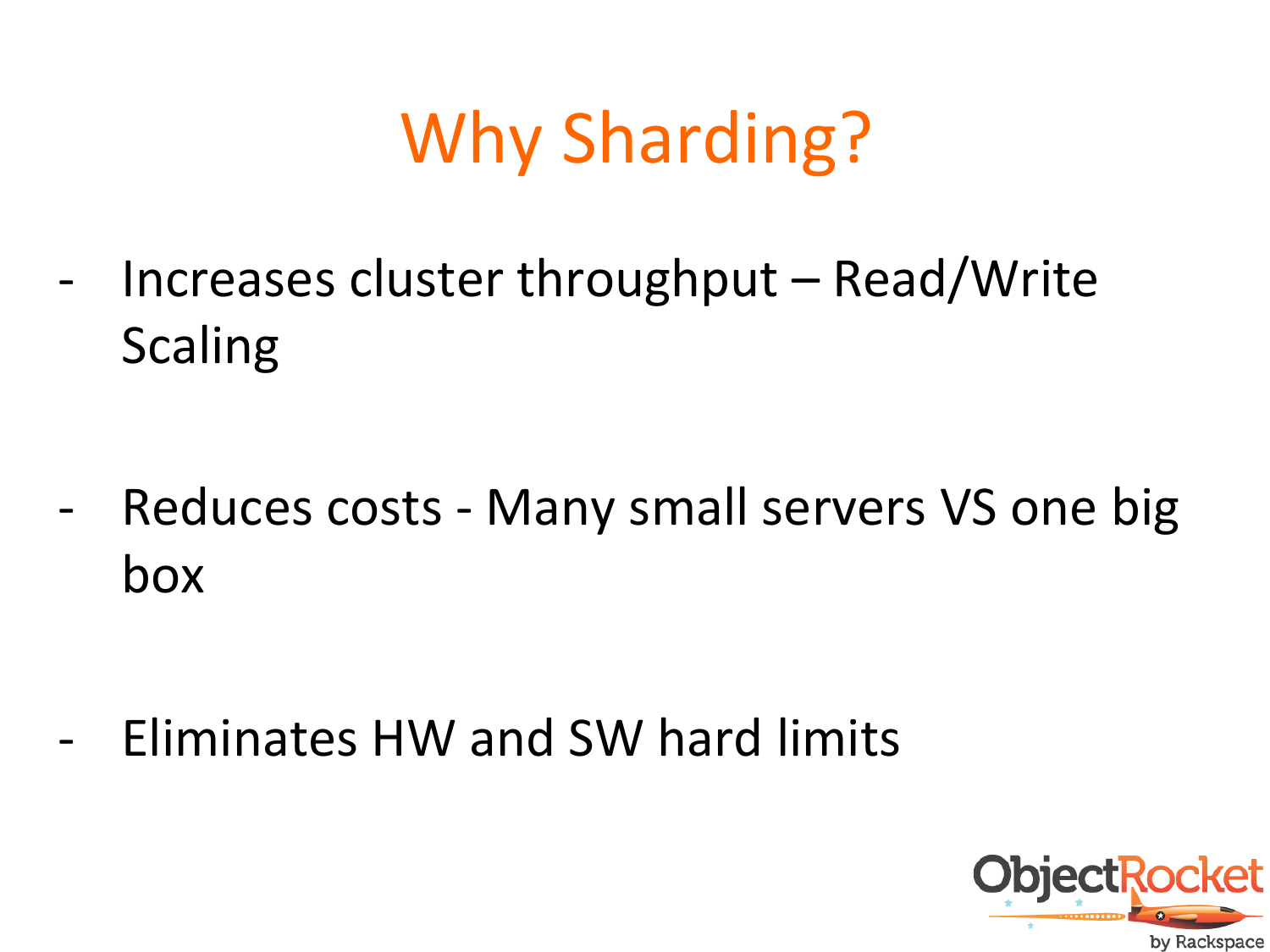# Why Sharding?

- Increases cluster throughput – Read/Write Scaling

- Reduces costs - Many small servers VS one big box

- Eliminates HW and SW hard limits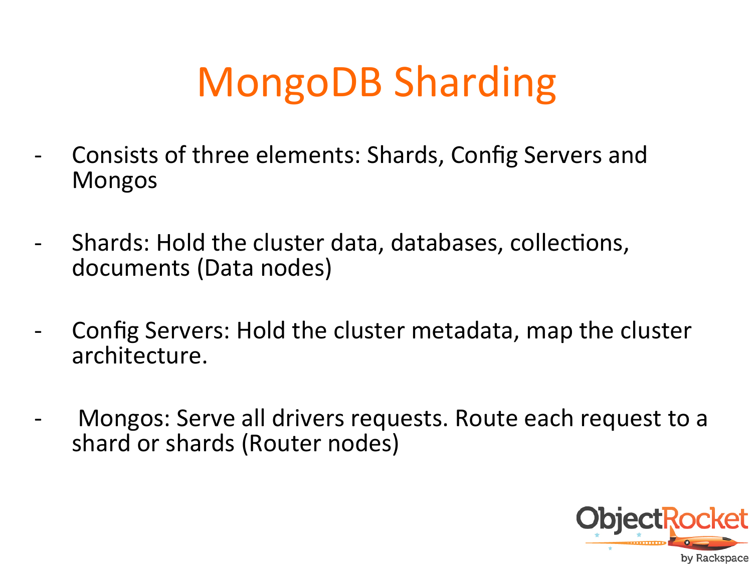# MongoDB Sharding

- Consists of three elements: Shards, Config Servers and Mongos

- Shards: Hold the cluster data, databases, collections, documents (Data nodes)

- Config Servers: Hold the cluster metadata, map the cluster architecture.

- Mongos: Serve all drivers requests. Route each request to a shard or shards (Router nodes)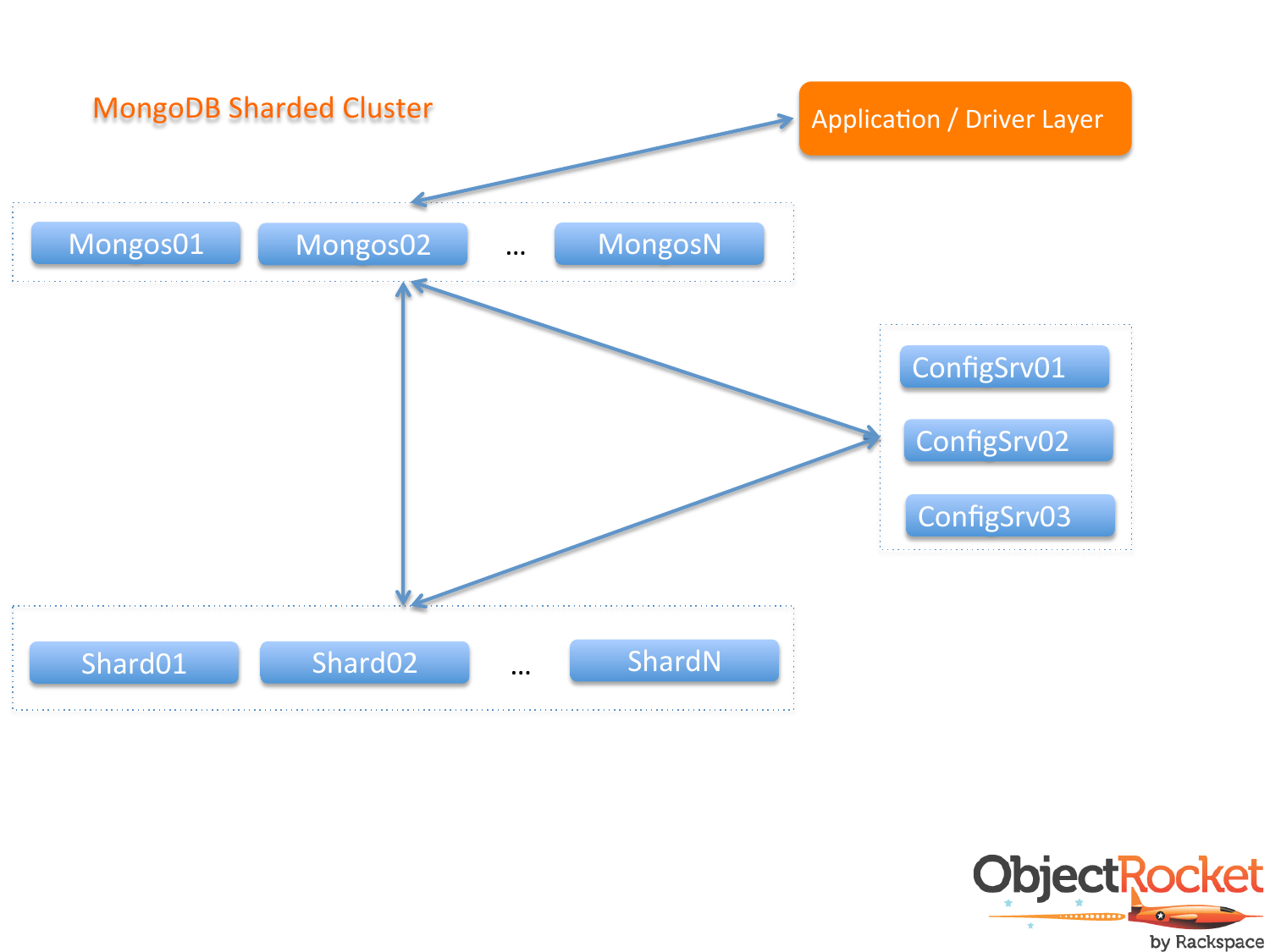# MongoDB Sharded Cluster

Application / Driver Layer

Mongos01 Mongos02 ... MongosN

ConfigSrv01

ConfigSrv02

ConfigSrv03

Shard01 Shard02 ... ShardN

ObjectRocket by Rackspace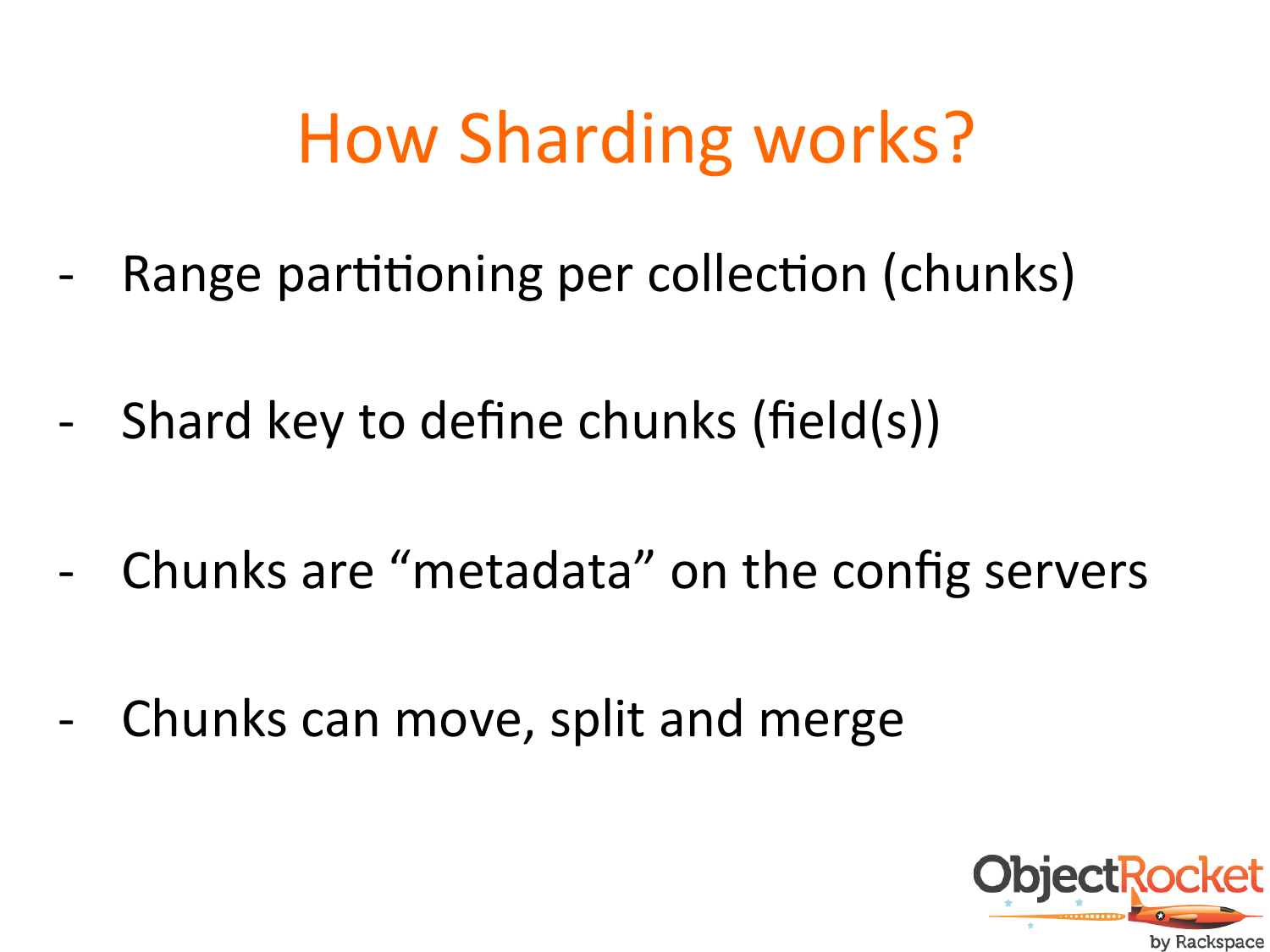# How Sharding works?

- Range partitioning per collection (chunks)
- Shard key to define chunks (field(s))
- Chunks are "metadata" on the config servers
- Chunks can move, split and merge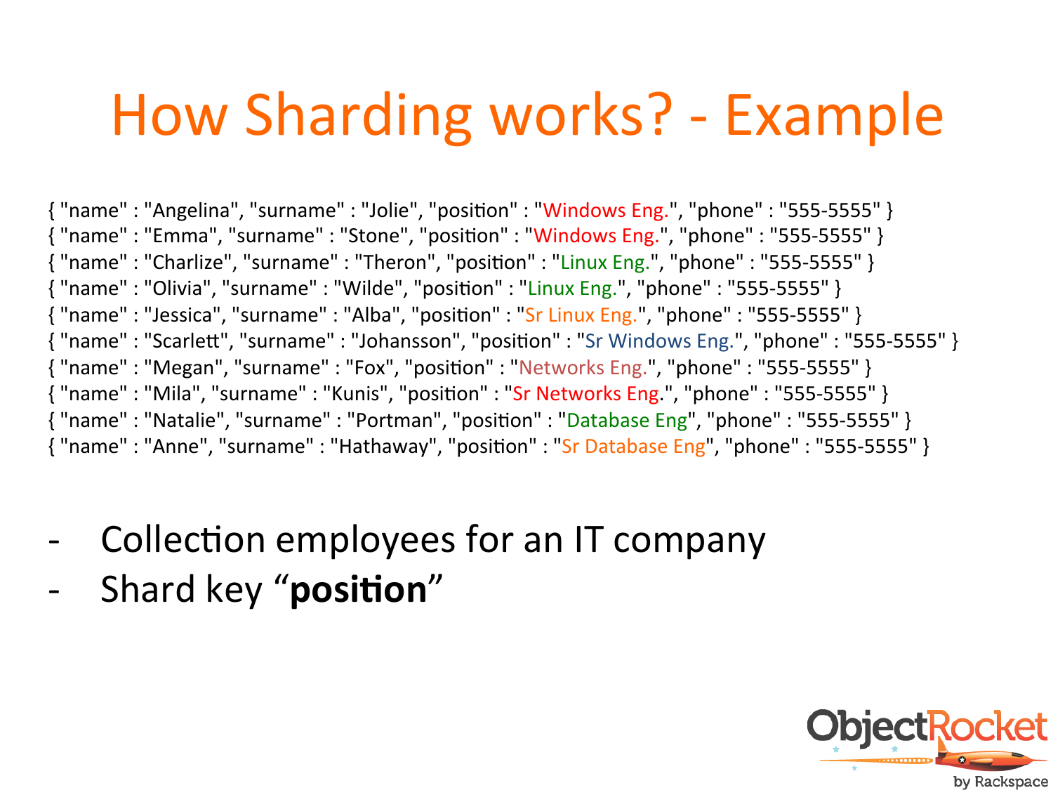# How Sharding works? - Example

```
{ "name" : "Angelina", "surname" : "Jolie", "position" : "Windows Eng.", "phone" : "555-5555" }
{ "name" : "Emma", "surname" : "Stone", "position" : "Windows Eng.", "phone" : "555-5555" }
{ "name" : "Charlize", "surname" : "Theron", "position" : "Linux Eng.", "phone" : "555-5555" }
{ "name" : "Olivia", "surname" : "Wilde", "position" : "Linux Eng.", "phone" : "555-5555" }
{ "name" : "Jessica", "surname" : "Alba", "position" : "Sr Linux Eng.", "phone" : "555-5555" }
{ "name" : "Scarlett", "surname" : "Johansson", "position" : "Sr Windows Eng.", "phone" : "555-5555" }
{ "name" : "Megan", "surname" : "Fox", "position" : "Networks Eng.", "phone" : "555-5555" }
{ "name" : "Mila", "surname" : "Kunis", "position" : "Sr Networks Eng.", "phone" : "555-5555" }
{ "name" : "Natalie", "surname" : "Portman", "position" : "Database Eng", "phone" : "555-5555" }
{ "name" : "Anne", "surname" : "Hathaway", "position" : "Sr Database Eng", "phone" : "555-5555" }
```

- Collection employees for an IT company
- Shard key "**position**"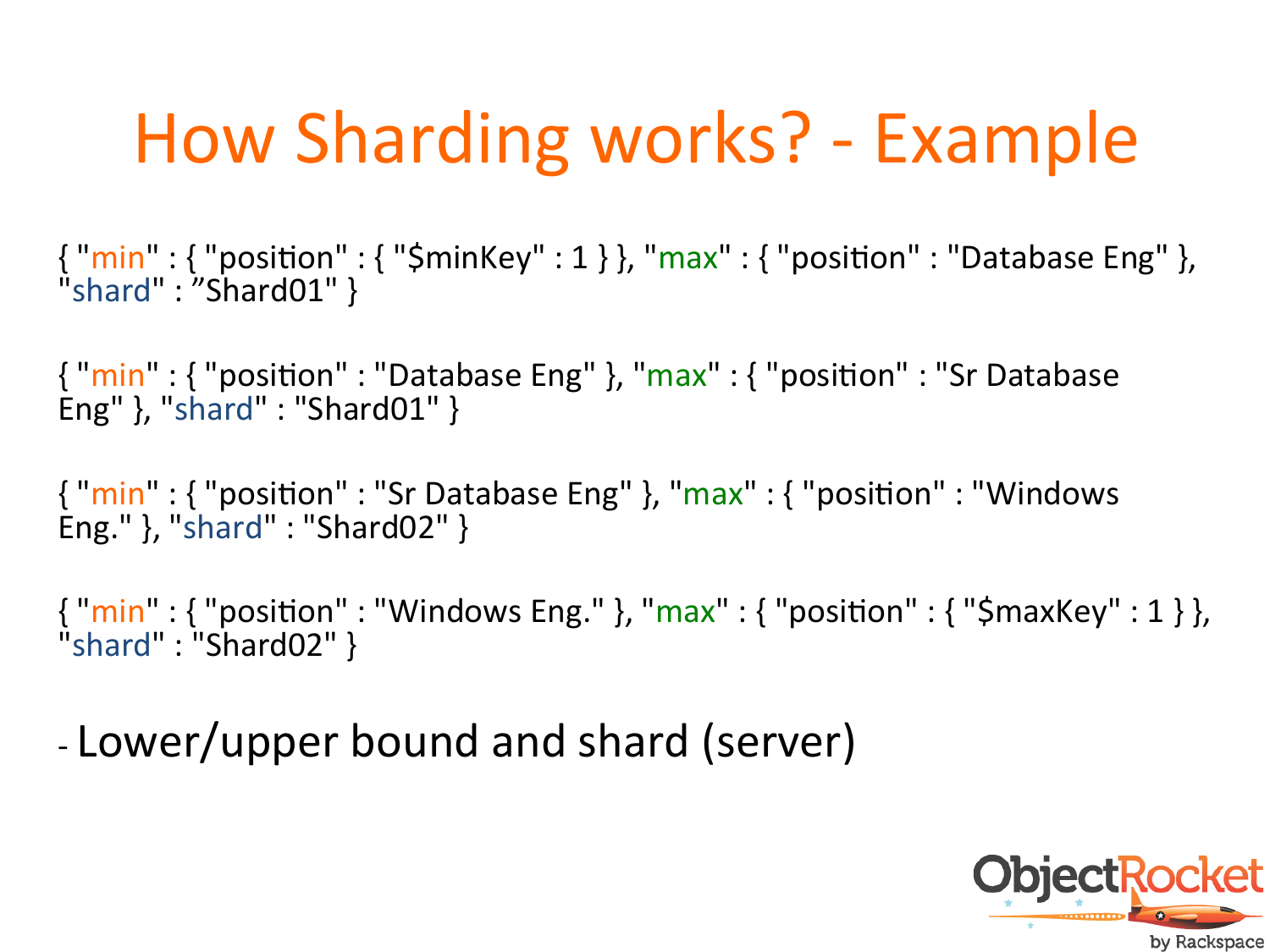# How Sharding works? - Example

```
{ "min" : { "position" : { "$minKey" : 1 } }, "max" : { "position" : "Database Eng" }, "shard" : ”Shard01" }

{ "min" : { "position" : "Database Eng" }, "max" : { "position" : "Sr Database Eng" }, "shard" : "Shard01" }

{ "min" : { "position" : "Sr Database Eng" }, "max" : { "position" : "Windows Eng." }, "shard" : "Shard02" }

{ "min" : { "position" : "Windows Eng." }, "max" : { "position" : { "$maxKey" : 1 } }, "shard" : "Shard02" }
```

- Lower/upper bound and shard (server)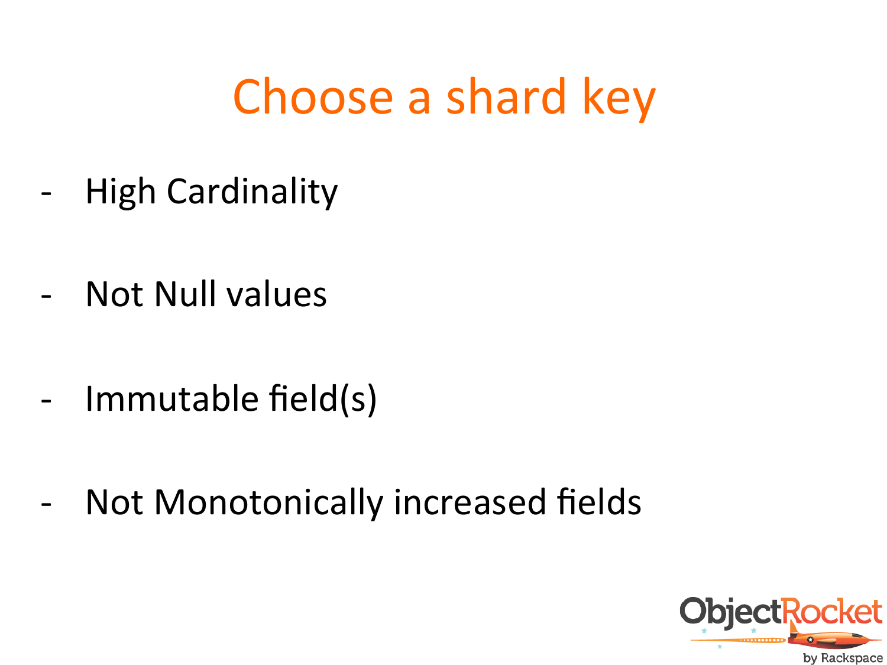# Choose a shard key

- High Cardinality
- Not Null values
- Immutable field(s)
- Not Monotonically increased fields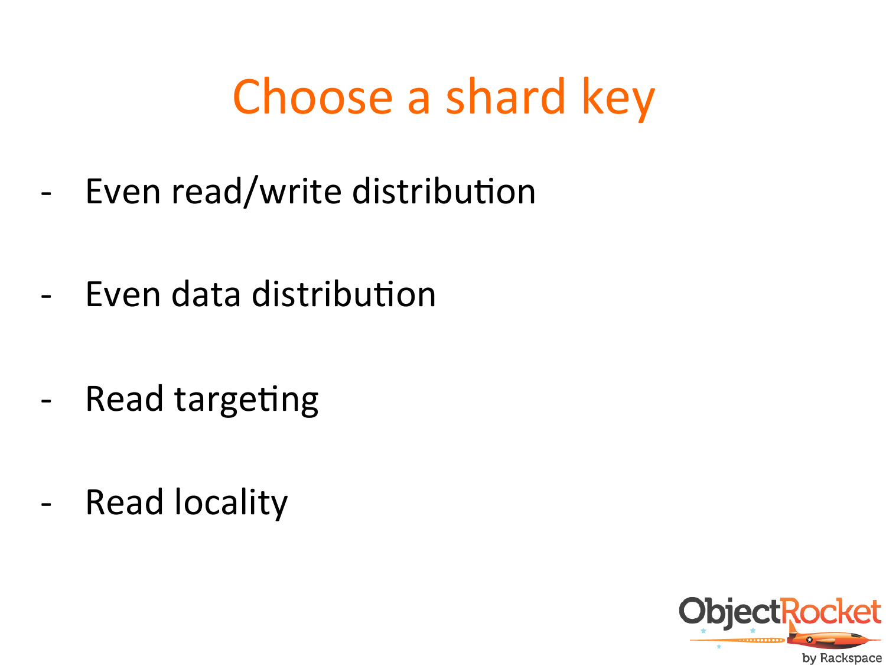# Choose a shard key

- Even read/write distribution
- Even data distribution
- Read targeting
- Read locality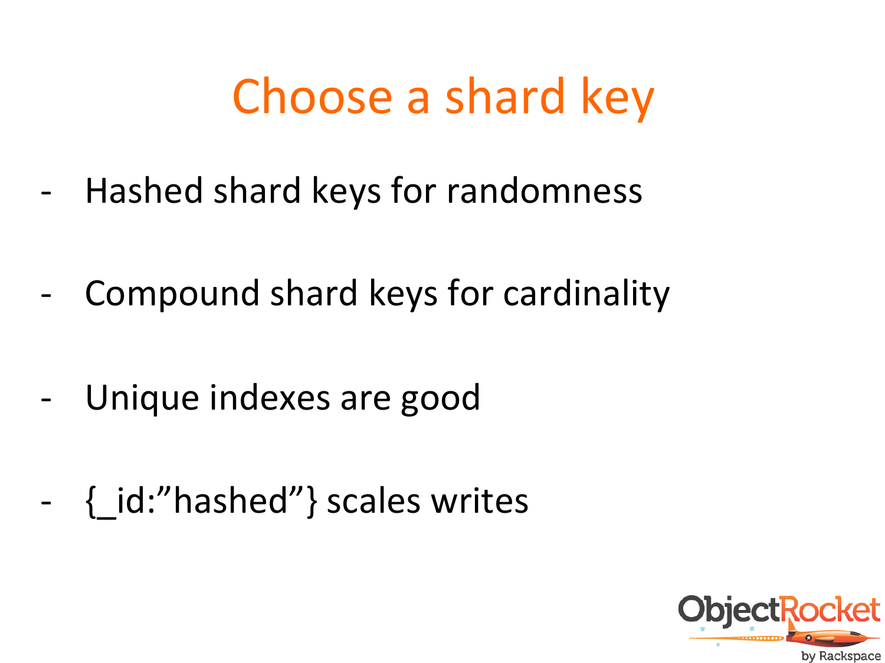# Choose a shard key

- Hashed shard keys for randomness

- Compound shard keys for cardinality

- Unique indexes are good

- {_id:”hashed”} scales writes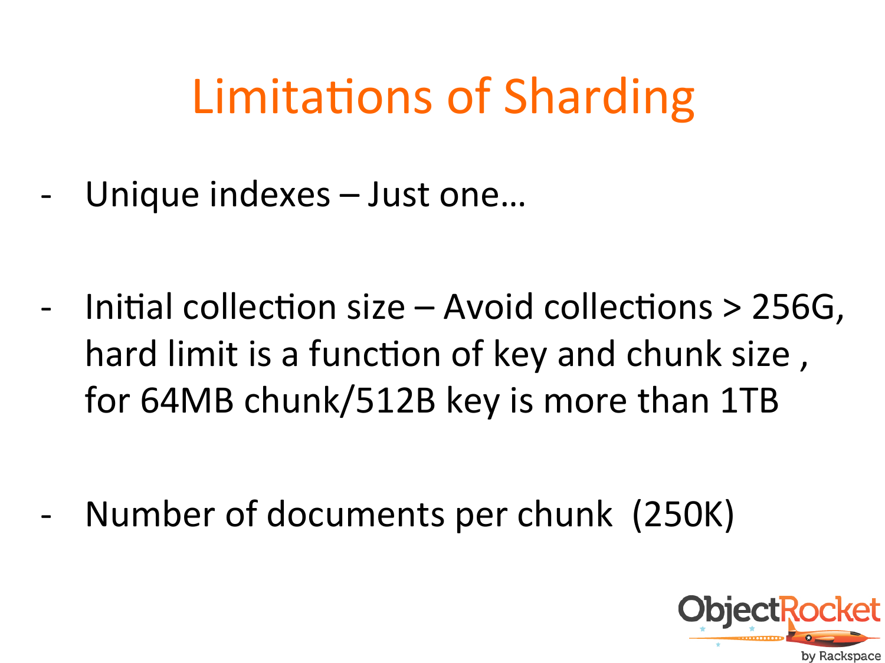# Limitations of Sharding

- Unique indexes – Just one…

- Initial collection size – Avoid collections > 256G, hard limit is a function of key and chunk size , for 64MB chunk/512B key is more than 1TB

- Number of documents per chunk (250K)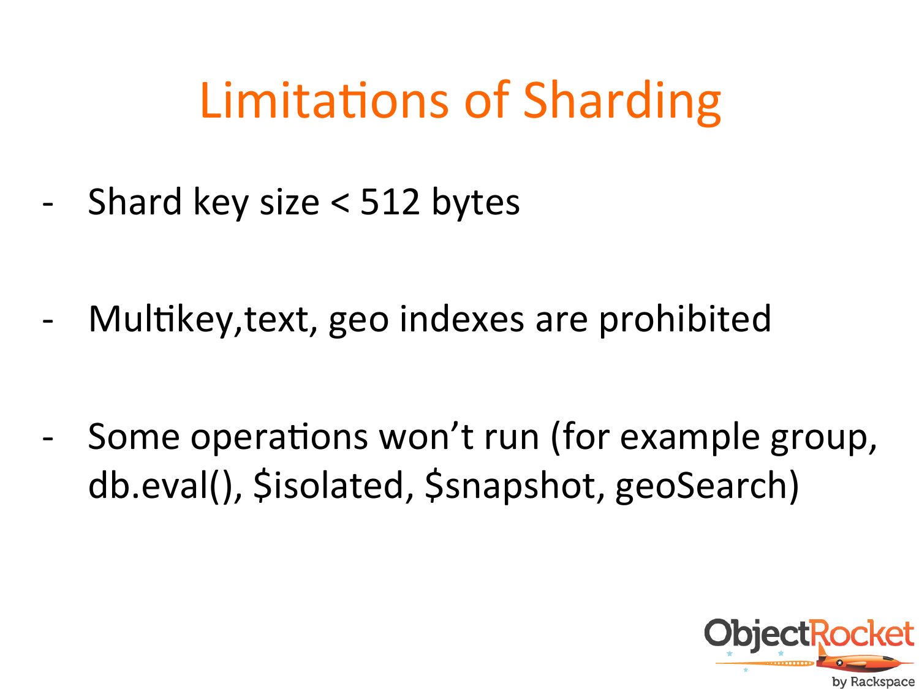# Limitations of Sharding

- Shard key size < 512 bytes
- Multikey,text, geo indexes are prohibited
- Some operations won't run (for example group, db.eval(), $isolated, $snapshot, geoSearch)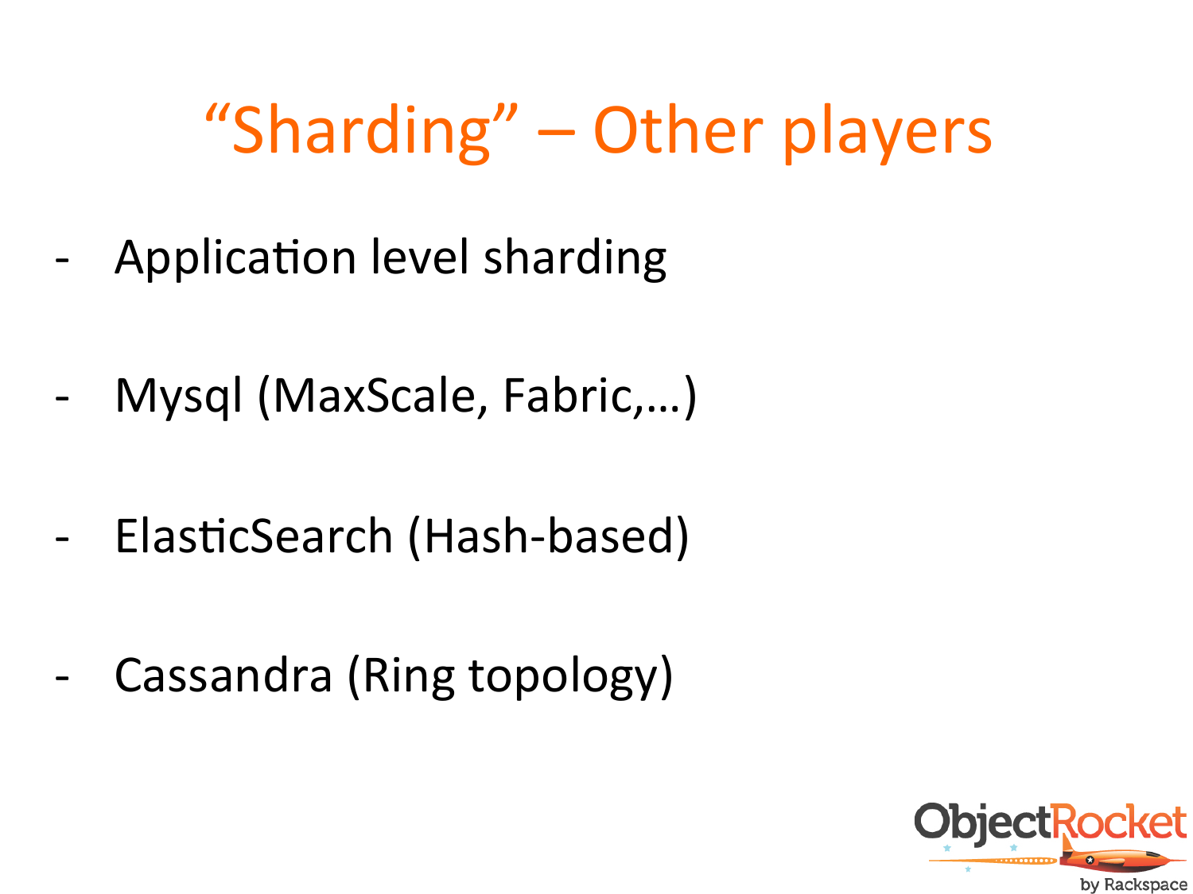# “Sharding” – Other players

- Application level sharding
- Mysql (MaxScale, Fabric,…)
- ElasticSearch (Hash-based)
- Cassandra (Ring topology)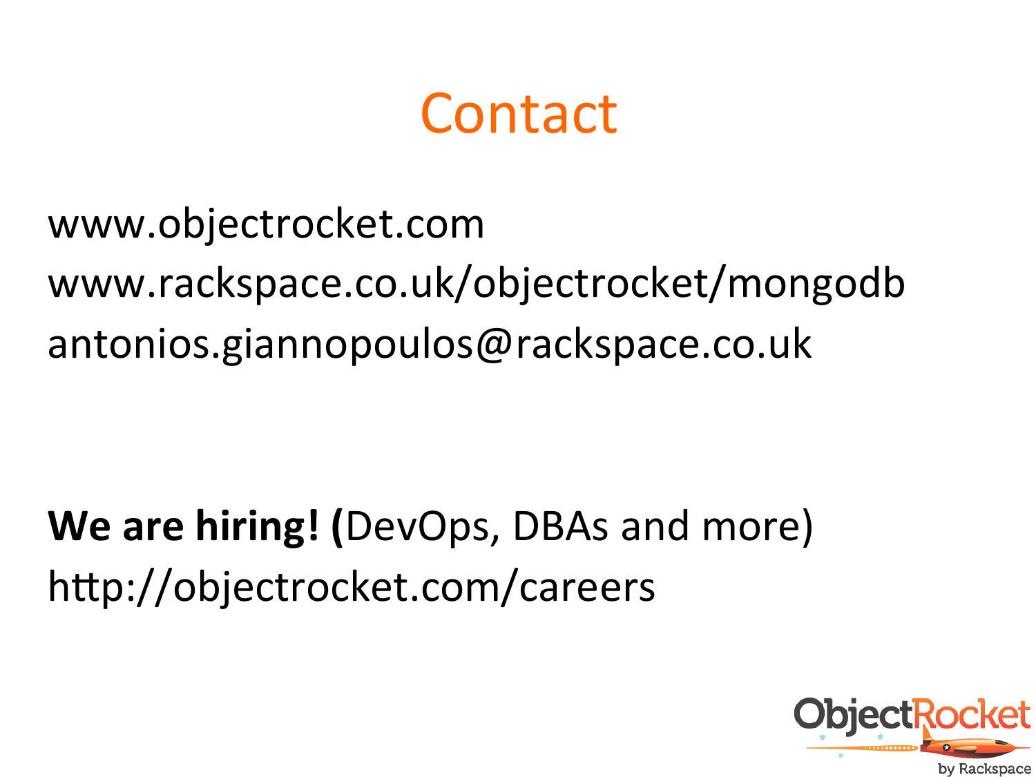# Contact

www.objectrocket.com
www.rackspace.co.uk/objectrocket/mongodb
antonios.giannopoulos@rackspace.co.uk

**We are hiring! (**DevOps, DBAs and more)
http://objectrocket.com/careers

ObjectRocket by Rackspace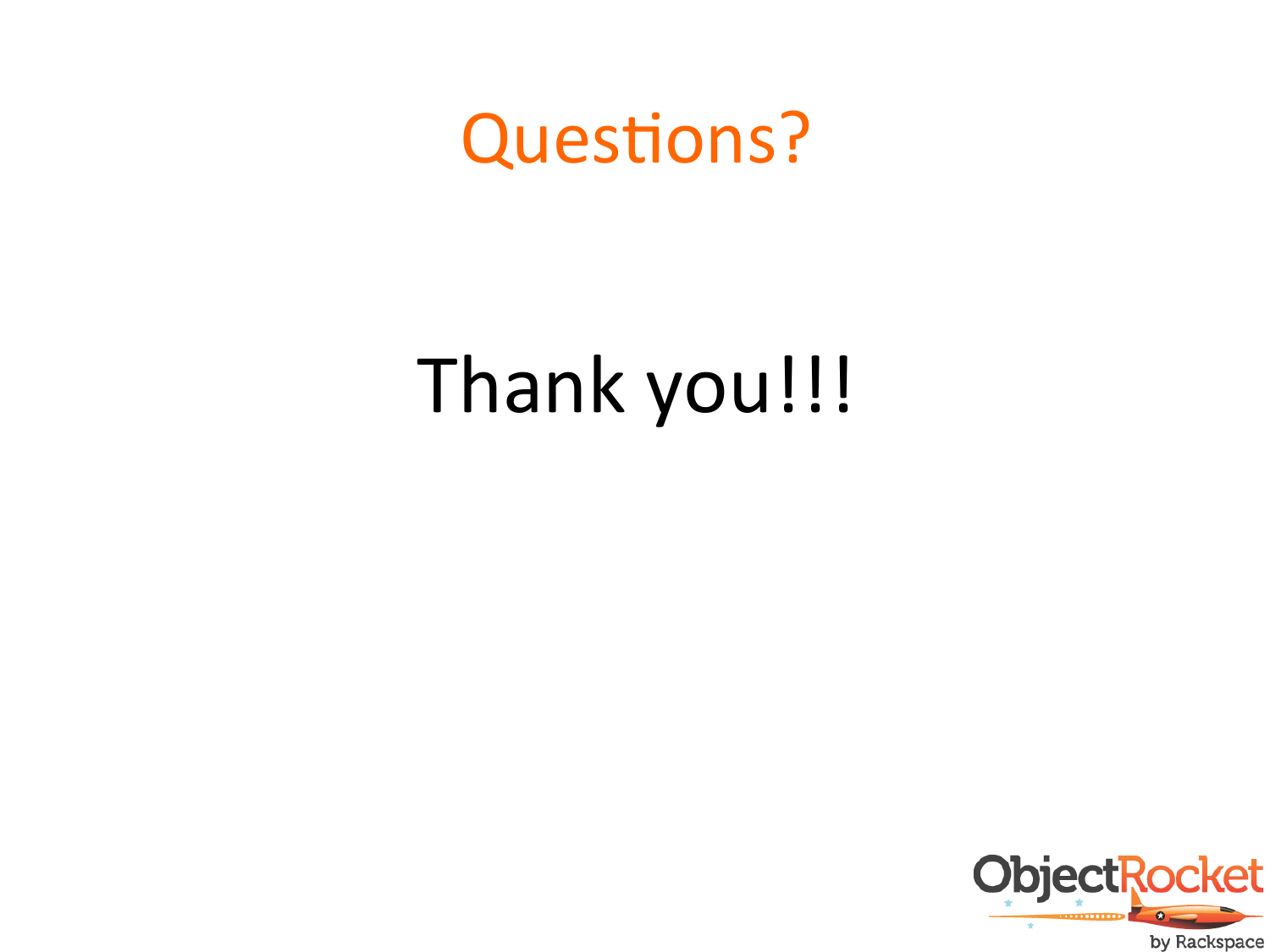# Questions?

Thank you!!!